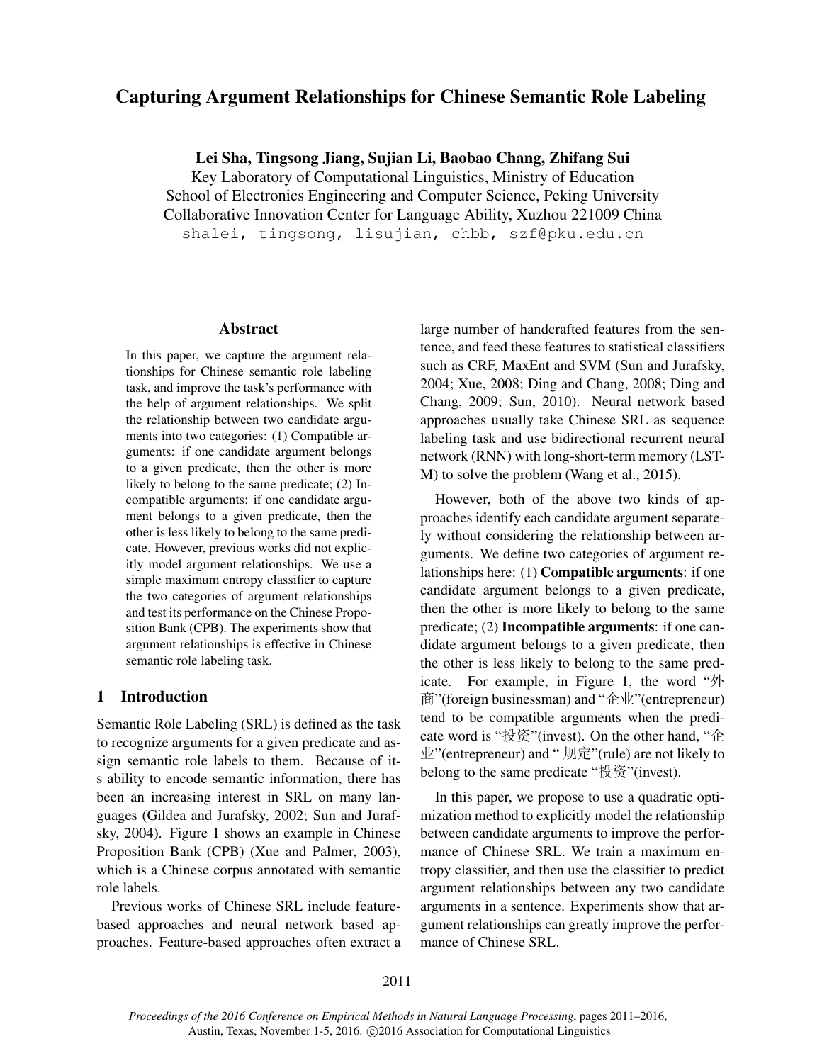# Capturing Argument Relationships for Chinese Semantic Role Labeling

**Lei Sha, Tingsong Jiang, Sujian Li, Baobao Chang, Zhifang Sui**

Key Laboratory of Computational Linguistics, Ministry of Education
School of Electronics Engineering and Computer Science, Peking University
Collaborative Innovation Center for Language Ability, Xuzhou 221009 China
shalei, tingsong, lisujian, chbb, szf@pku.edu.cn

## Abstract

In this paper, we capture the argument relationships for Chinese semantic role labeling task, and improve the task's performance with the help of argument relationships. We split the relationship between two candidate arguments into two categories: (1) Compatible arguments: if one candidate argument belongs to a given predicate, then the other is more likely to belong to the same predicate; (2) Incompatible arguments: if one candidate argument belongs to a given predicate, then the other is less likely to belong to the same predicate. However, previous works did not explicitly model argument relationships. We use a simple maximum entropy classifier to capture the two categories of argument relationships and test its performance on the Chinese Proposition Bank (CPB). The experiments show that argument relationships is effective in Chinese semantic role labeling task.

## 1 Introduction

Semantic Role Labeling (SRL) is defined as the task to recognize arguments for a given predicate and assign semantic role labels to them. Because of its ability to encode semantic information, there has been an increasing interest in SRL on many languages (Gildea and Jurafsky, 2002; Sun and Jurafsky, 2004). Figure 1 shows an example in Chinese Proposition Bank (CPB) (Xue and Palmer, 2003), which is a Chinese corpus annotated with semantic role labels.

Previous works of Chinese SRL include feature-based approaches and neural network based approaches. Feature-based approaches often extract a large number of handcrafted features from the sentence, and feed these features to statistical classifiers such as CRF, MaxEnt and SVM (Sun and Jurafsky, 2004; Xue, 2008; Ding and Chang, 2008; Ding and Chang, 2009; Sun, 2010). Neural network based approaches usually take Chinese SRL as sequence labeling task and use bidirectional recurrent neural network (RNN) with long-short-term memory (LSTM) to solve the problem (Wang et al., 2015).

However, both of the above two kinds of approaches identify each candidate argument separately without considering the relationship between arguments. We define two categories of argument relationships here: (1) **Compatible arguments**: if one candidate argument belongs to a given predicate, then the other is more likely to belong to the same predicate; (2) **Incompatible arguments**: if one candidate argument belongs to a given predicate, then the other is less likely to belong to the same predicate. For example, in Figure 1, the word "外商"(foreign businessman) and "企业"(entrepreneur) tend to be compatible arguments when the predicate word is "投资"(invest). On the other hand, "企业"(entrepreneur) and "规定"(rule) are not likely to belong to the same predicate "投资"(invest).

In this paper, we propose to use a quadratic optimization method to explicitly model the relationship between candidate arguments to improve the performance of Chinese SRL. We train a maximum entropy classifier, and then use the classifier to predict argument relationships between any two candidate arguments in a sentence. Experiments show that argument relationships can greatly improve the performance of Chinese SRL.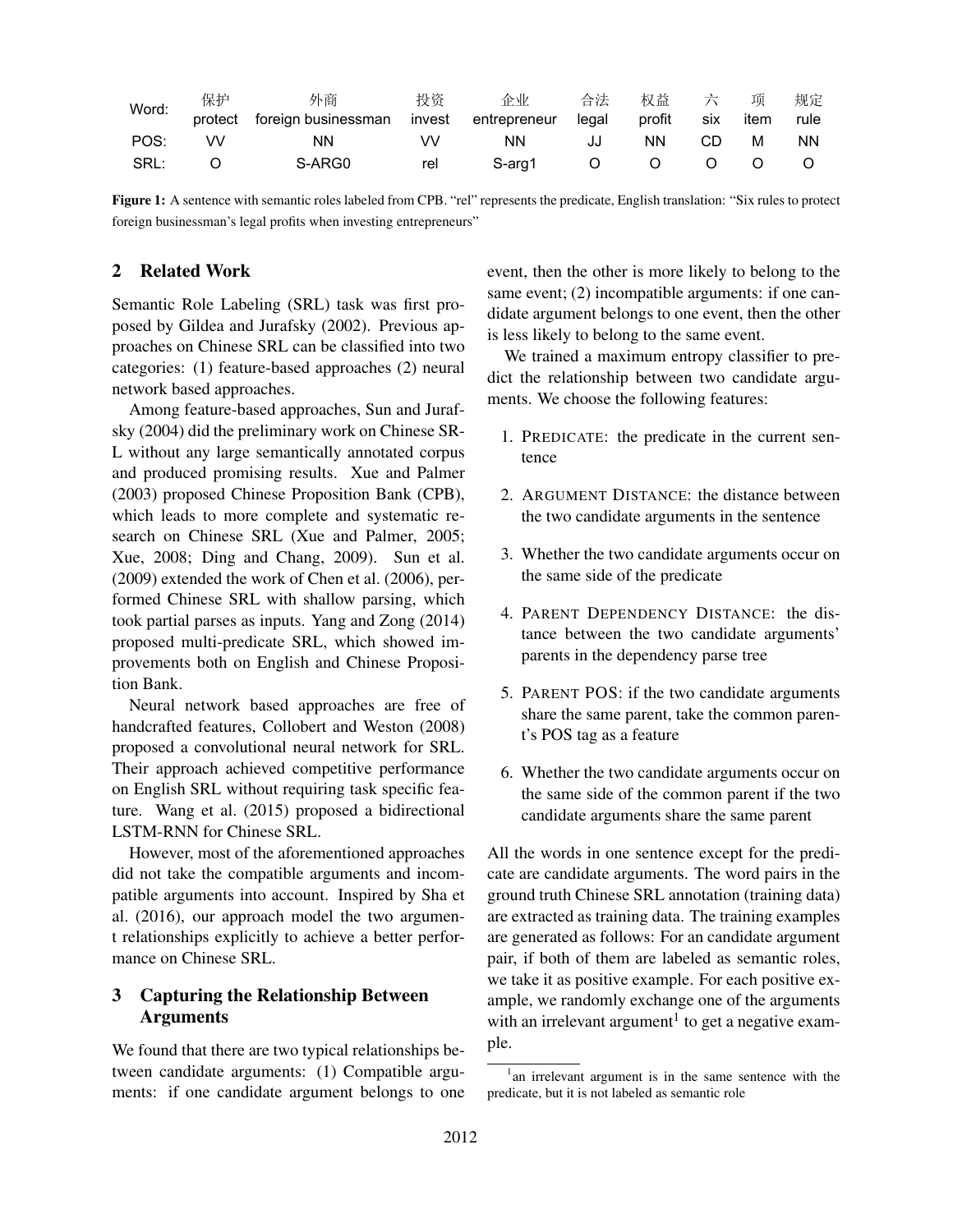| Word: | 保护 protect | 外商 foreign businessman | 投资 invest | 企业 entrepreneur | 合法 legal | 权益 profit | 六 six | 项 item | 规定 rule |
|---|---|---|---|---|---|---|---|---|---|
| POS: | VV | NN | VV | NN | JJ | NN | CD | M | NN |
| SRL: | O | S-ARG0 | rel | S-arg1 | O | O | O | O | O |

**Figure 1:** A sentence with semantic roles labeled from CPB. "rel" represents the predicate, English translation: "Six rules to protect foreign businessman's legal profits when investing entrepreneurs"

## 2 Related Work

Semantic Role Labeling (SRL) task was first proposed by Gildea and Jurafsky (2002). Previous approaches on Chinese SRL can be classified into two categories: (1) feature-based approaches (2) neural network based approaches.

Among feature-based approaches, Sun and Jurafsky (2004) did the preliminary work on Chinese SRL without any large semantically annotated corpus and produced promising results. Xue and Palmer (2003) proposed Chinese Proposition Bank (CPB), which leads to more complete and systematic research on Chinese SRL (Xue and Palmer, 2005; Xue, 2008; Ding and Chang, 2009). Sun et al. (2009) extended the work of Chen et al. (2006), performed Chinese SRL with shallow parsing, which took partial parses as inputs. Yang and Zong (2014) proposed multi-predicate SRL, which showed improvements both on English and Chinese Proposition Bank.

Neural network based approaches are free of handcrafted features, Collobert and Weston (2008) proposed a convolutional neural network for SRL. Their approach achieved competitive performance on English SRL without requiring task specific feature. Wang et al. (2015) proposed a bidirectional LSTM-RNN for Chinese SRL.

However, most of the aforementioned approaches did not take the compatible arguments and incompatible arguments into account. Inspired by Sha et al. (2016), our approach model the two argument relationships explicitly to achieve a better performance on Chinese SRL.

## 3 Capturing the Relationship Between Arguments

We found that there are two typical relationships between candidate arguments: (1) Compatible arguments: if one candidate argument belongs to one event, then the other is more likely to belong to the same event; (2) incompatible arguments: if one candidate argument belongs to one event, then the other is less likely to belong to the same event.

We trained a maximum entropy classifier to predict the relationship between two candidate arguments. We choose the following features:

1. PREDICATE: the predicate in the current sentence
2. ARGUMENT DISTANCE: the distance between the two candidate arguments in the sentence
3. Whether the two candidate arguments occur on the same side of the predicate
4. PARENT DEPENDENCY DISTANCE: the distance between the two candidate arguments' parents in the dependency parse tree
5. PARENT POS: if the two candidate arguments share the same parent, take the common parent's POS tag as a feature
6. Whether the two candidate arguments occur on the same side of the common parent if the two candidate arguments share the same parent

All the words in one sentence except for the predicate are candidate arguments. The word pairs in the ground truth Chinese SRL annotation (training data) are extracted as training data. The training examples are generated as follows: For an candidate argument pair, if both of them are labeled as semantic roles, we take it as positive example. For each positive example, we randomly exchange one of the arguments with an irrelevant argument[1] to get a negative example.

[1] an irrelevant argument is in the same sentence with the predicate, but it is not labeled as semantic role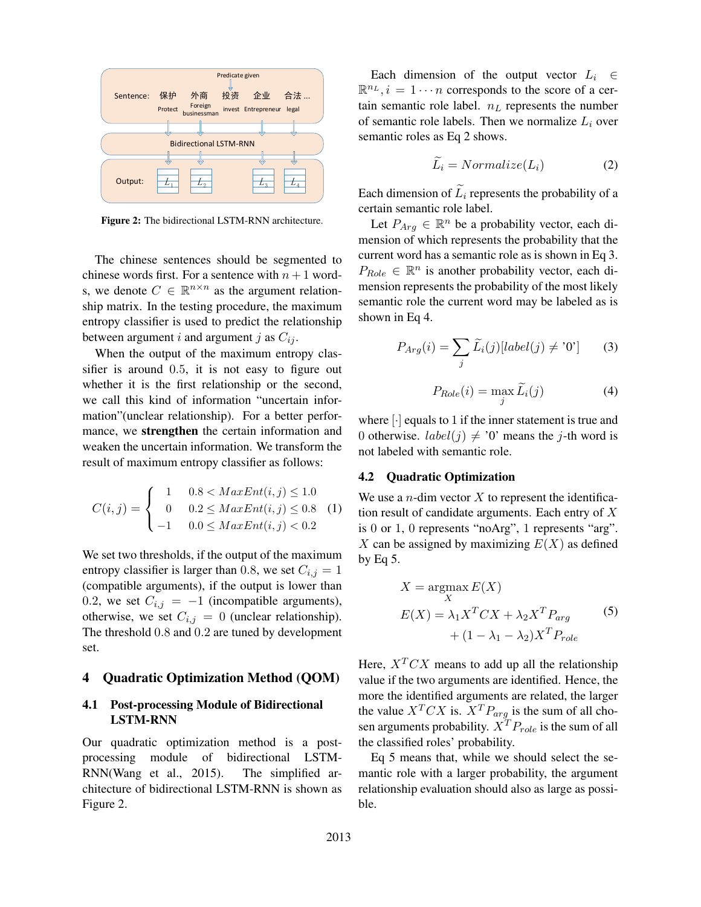Predicate given

Sentence: 保护 外商 投资 企业 合法 ...

Protect Foreign businessman invest Entrepreneur legal

Bidirectional LSTM-RNN

Output: $L_1$ $L_2$ $L_3$ $L_4$

**Figure 2:** The bidirectional LSTM-RNN architecture.

The chinese sentences should be segmented to chinese words first. For a sentence with $n+1$ words, we denote $C \in \mathbb{R}^{n\times n}$ as the argument relationship matrix. In the testing procedure, the maximum entropy classifier is used to predict the relationship between argument $i$ and argument $j$ as $C_{ij}$.

When the output of the maximum entropy classifier is around 0.5, it is not easy to figure out whether it is the first relationship or the second, we call this kind of information "uncertain information"(unclear relationship). For a better performance, we **strengthen** the certain information and weaken the uncertain information. We transform the result of maximum entropy classifier as follows:

$$C(i,j) = \begin{cases} 1 & 0.8 < MaxEnt(i,j) \leq 1.0 \\ 0 & 0.2 \leq MaxEnt(i,j) \leq 0.8 \\ -1 & 0.0 \leq MaxEnt(i,j) < 0.2 \end{cases} \quad (1)$$

We set two thresholds, if the output of the maximum entropy classifier is larger than 0.8, we set $C_{i,j} = 1$ (compatible arguments), if the output is lower than 0.2, we set $C_{i,j} = -1$ (incompatible arguments), otherwise, we set $C_{i,j} = 0$ (unclear relationship). The threshold 0.8 and 0.2 are tuned by development set.

# 4 Quadratic Optimization Method (QOM)

## 4.1 Post-processing Module of Bidirectional LSTM-RNN

Our quadratic optimization method is a post-processing module of bidirectional LSTM-RNN(Wang et al., 2015). The simplified architecture of bidirectional LSTM-RNN is shown as Figure 2.

Each dimension of the output vector $L_i \in \mathbb{R}^{n_L}, i = 1\cdots n$ corresponds to the score of a certain semantic role label. $n_L$ represents the number of semantic role labels. Then we normalize $L_i$ over semantic roles as Eq 2 shows.

$$\widetilde{L}_i = Normalize(L_i) \quad (2)$$

Each dimension of $\widetilde{L}_i$ represents the probability of a certain semantic role label.

Let $P_{Arg} \in \mathbb{R}^n$ be a probability vector, each dimension of which represents the probability that the current word has a semantic role as is shown in Eq 3. $P_{Role} \in \mathbb{R}^n$ is another probability vector, each dimension represents the probability of the most likely semantic role the current word may be labeled as is shown in Eq 4.

$$P_{Arg}(i) = \sum_j \widetilde{L}_i(j)[label(j) \neq \text{'0'}] \quad (3)$$

$$P_{Role}(i) = \max_j \widetilde{L}_i(j) \quad (4)$$

where $[\cdot]$ equals to 1 if the inner statement is true and 0 otherwise. $label(j) \neq$ '0' means the $j$-th word is not labeled with semantic role.

## 4.2 Quadratic Optimization

We use a $n$-dim vector $X$ to represent the identification result of candidate arguments. Each entry of $X$ is 0 or 1, 0 represents "noArg", 1 represents "arg". $X$ can be assigned by maximizing $E(X)$ as defined by Eq 5.

$$\begin{aligned} X &= \operatorname*{argmax}_X E(X) \\ E(X) &= \lambda_1 X^T C X + \lambda_2 X^T P_{arg} \\ &\quad + (1-\lambda_1-\lambda_2) X^T P_{role} \end{aligned} \quad (5)$$

Here, $X^T C X$ means to add up all the relationship value if the two arguments are identified. Hence, the more the identified arguments are related, the larger the value $X^T C X$ is. $X^T P_{arg}$ is the sum of all chosen arguments probability. $X^T P_{role}$ is the sum of all the classified roles' probability.

Eq 5 means that, while we should select the semantic role with a larger probability, the argument relationship evaluation should also as large as possible.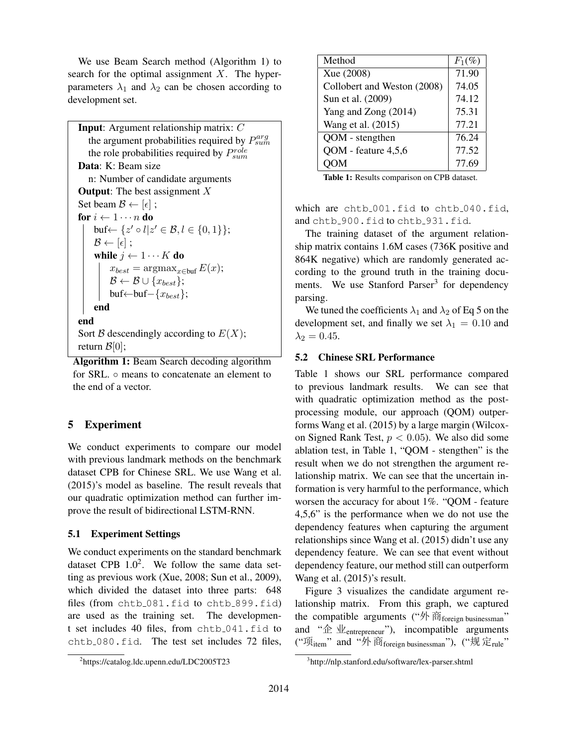We use Beam Search method (Algorithm 1) to search for the optimal assignment $X$. The hyperparameters $\lambda_1$ and $\lambda_2$ can be chosen according to development set.

```
Input: Argument relationship matrix: C
    the argument probabilities required by P^{arg}_{sum}
    the role probabilities required by P^{role}_{sum}
Data: K: Beam size
    n: Number of candidate arguments
Output: The best assignment X
Set beam B ← [ε] ;
for i ← 1···n do
    buf← {z' ∘ l | z' ∈ B, l ∈ {0,1}};
    B ← [ε] ;
    while j ← 1···K do
        x_best = argmax_{x∈buf} E(x);
        B ← B ∪ {x_best};
        buf←buf−{x_best};
    end
end
Sort B descendingly according to E(X);
return B[0];
```

**Algorithm 1:** Beam Search decoding algorithm for SRL. $\circ$ means to concatenate an element to the end of a vector.

## 5 Experiment

We conduct experiments to compare our model with previous landmark methods on the benchmark dataset CPB for Chinese SRL. We use Wang et al. (2015)'s model as baseline. The result reveals that our quadratic optimization method can further improve the result of bidirectional LSTM-RNN.

### 5.1 Experiment Settings

We conduct experiments on the standard benchmark dataset CPB 1.0[2]. We follow the same data setting as previous work (Xue, 2008; Sun et al., 2009), which divided the dataset into three parts: 648 files (from chtb_081.fid to chtb_899.fid) are used as the training set. The development set includes 40 files, from chtb_041.fid to chtb_080.fid. The test set includes 72 files, which are chtb_001.fid to chtb_040.fid, and chtb_900.fid to chtb_931.fid.

The training dataset of the argument relationship matrix contains 1.6M cases (736K positive and 864K negative) which are randomly generated according to the ground truth in the training documents. We use Stanford Parser[3] for dependency parsing.

We tuned the coefficients $\lambda_1$ and $\lambda_2$ of Eq 5 on the development set, and finally we set $\lambda_1 = 0.10$ and $\lambda_2 = 0.45$.

[2] https://catalog.ldc.upenn.edu/LDC2005T23

[3] http://nlp.stanford.edu/software/lex-parser.shtml

| Method | $F_1(\%)$ |
|---|---|
| Xue (2008) | 71.90 |
| Collobert and Weston (2008) | 74.05 |
| Sun et al. (2009) | 74.12 |
| Yang and Zong (2014) | 75.31 |
| Wang et al. (2015) | 77.21 |
| QOM - stengthen | 76.24 |
| QOM - feature 4,5,6 | 77.52 |
| QOM | 77.69 |

**Table 1:** Results comparison on CPB dataset.

### 5.2 Chinese SRL Performance

Table 1 shows our SRL performance compared to previous landmark results. We can see that with quadratic optimization method as the post-processing module, our approach (QOM) outperforms Wang et al. (2015) by a large margin (Wilcoxon Signed Rank Test, $p < 0.05$). We also did some ablation test, in Table 1, "QOM - stengthen" is the result when we do not strengthen the argument relationship matrix. We can see that the uncertain information is very harmful to the performance, which worsen the accuracy for about 1%. "QOM - feature 4,5,6" is the performance when we do not use the dependency features when capturing the argument relationships since Wang et al. (2015) didn't use any dependency feature. We can see that event without dependency feature, our method still can outperform Wang et al. (2015)'s result.

Figure 3 visualizes the candidate argument relationship matrix. From this graph, we captured the compatible arguments ("外商$_{\text{foreign businessman}}$" and "企业$_{\text{entrepreneur}}$"), incompatible arguments ("项$_{\text{item}}$" and "外商$_{\text{foreign businessman}}$"), ("规定$_{\text{rule}}$"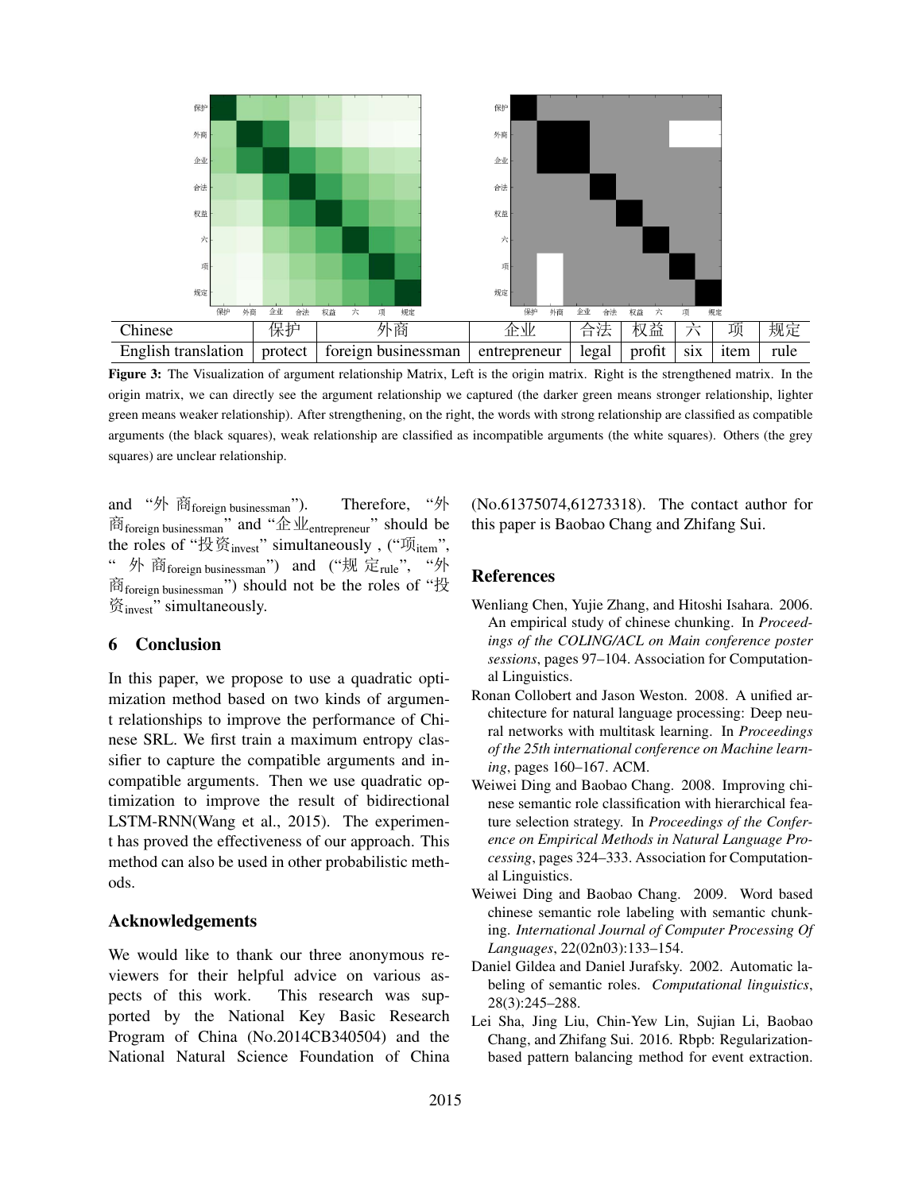保护
外商
企业
合法
权益
六
项
规定

保护 外商 企业 合法 权益 六 项 规定

保护
外商
企业
合法
权益
六
项
规定

保护 外商 企业 合法 权益 六 项 规定

| Chinese | 保护 | 外商 | 企业 | 合法 | 权益 | 六 | 项 | 规定 |
|---|---|---|---|---|---|---|---|---|
| English translation | protect | foreign businessman | entrepreneur | legal | profit | six | item | rule |

**Figure 3:** The Visualization of argument relationship Matrix, Left is the origin matrix. Right is the strengthened matrix. In the origin matrix, we can directly see the argument relationship we captured (the darker green means stronger relationship, lighter green means weaker relationship). After strengthening, on the right, the words with strong relationship are classified as compatible arguments (the black squares), weak relationship are classified as incompatible arguments (the white squares). Others (the grey squares) are unclear relationship.

and "外商$_{\text{foreign businessman}}$"). Therefore, "外商$_{\text{foreign businessman}}$" and "企业$_{\text{entrepreneur}}$" should be the roles of "投资$_{\text{invest}}$" simultaneously , ("项$_{\text{item}}$", "外商$_{\text{foreign businessman}}$") and ("规定$_{\text{rule}}$", "外商$_{\text{foreign businessman}}$") should not be the roles of "投资$_{\text{invest}}$" simultaneously.

## 6 Conclusion

In this paper, we propose to use a quadratic optimization method based on two kinds of argument relationships to improve the performance of Chinese SRL. We first train a maximum entropy classifier to capture the compatible arguments and incompatible arguments. Then we use quadratic optimization to improve the result of bidirectional LSTM-RNN(Wang et al., 2015). The experiment has proved the effectiveness of our approach. This method can also be used in other probabilistic methods.

## Acknowledgements

We would like to thank our three anonymous reviewers for their helpful advice on various aspects of this work. This research was supported by the National Key Basic Research Program of China (No.2014CB340504) and the National Natural Science Foundation of China (No.61375074,61273318). The contact author for this paper is Baobao Chang and Zhifang Sui.

## References

Wenliang Chen, Yujie Zhang, and Hitoshi Isahara. 2006. An empirical study of chinese chunking. In *Proceedings of the COLING/ACL on Main conference poster sessions*, pages 97–104. Association for Computational Linguistics.

Ronan Collobert and Jason Weston. 2008. A unified architecture for natural language processing: Deep neural networks with multitask learning. In *Proceedings of the 25th international conference on Machine learning*, pages 160–167. ACM.

Weiwei Ding and Baobao Chang. 2008. Improving chinese semantic role classification with hierarchical feature selection strategy. In *Proceedings of the Conference on Empirical Methods in Natural Language Processing*, pages 324–333. Association for Computational Linguistics.

Weiwei Ding and Baobao Chang. 2009. Word based chinese semantic role labeling with semantic chunking. *International Journal of Computer Processing Of Languages*, 22(02n03):133–154.

Daniel Gildea and Daniel Jurafsky. 2002. Automatic labeling of semantic roles. *Computational linguistics*, 28(3):245–288.

Lei Sha, Jing Liu, Chin-Yew Lin, Sujian Li, Baobao Chang, and Zhifang Sui. 2016. Rbpb: Regularization-based pattern balancing method for event extraction.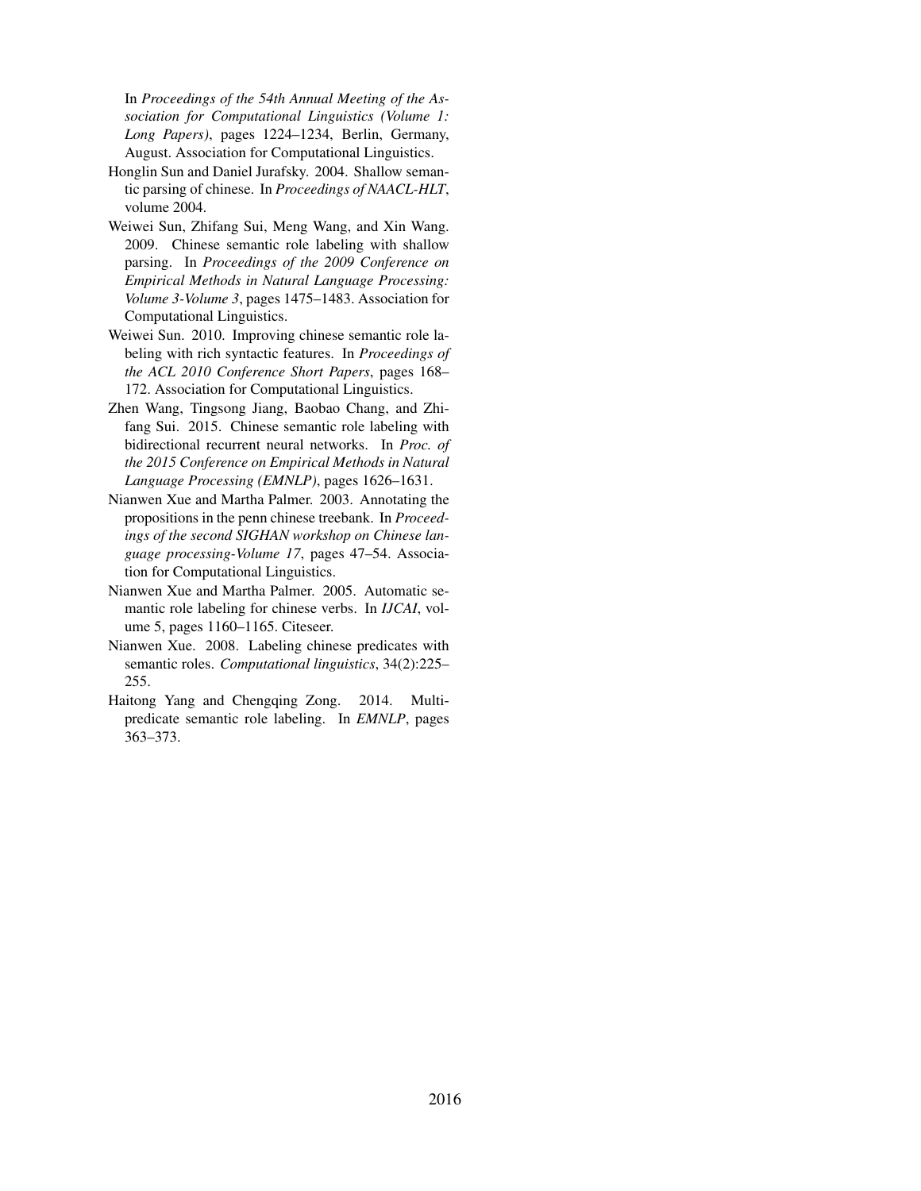In *Proceedings of the 54th Annual Meeting of the Association for Computational Linguistics (Volume 1: Long Papers)*, pages 1224–1234, Berlin, Germany, August. Association for Computational Linguistics.

Honglin Sun and Daniel Jurafsky. 2004. Shallow semantic parsing of chinese. In *Proceedings of NAACL-HLT*, volume 2004.

Weiwei Sun, Zhifang Sui, Meng Wang, and Xin Wang. 2009. Chinese semantic role labeling with shallow parsing. In *Proceedings of the 2009 Conference on Empirical Methods in Natural Language Processing: Volume 3-Volume 3*, pages 1475–1483. Association for Computational Linguistics.

Weiwei Sun. 2010. Improving chinese semantic role labeling with rich syntactic features. In *Proceedings of the ACL 2010 Conference Short Papers*, pages 168–172. Association for Computational Linguistics.

Zhen Wang, Tingsong Jiang, Baobao Chang, and Zhifang Sui. 2015. Chinese semantic role labeling with bidirectional recurrent neural networks. In *Proc. of the 2015 Conference on Empirical Methods in Natural Language Processing (EMNLP)*, pages 1626–1631.

Nianwen Xue and Martha Palmer. 2003. Annotating the propositions in the penn chinese treebank. In *Proceedings of the second SIGHAN workshop on Chinese language processing-Volume 17*, pages 47–54. Association for Computational Linguistics.

Nianwen Xue and Martha Palmer. 2005. Automatic semantic role labeling for chinese verbs. In *IJCAI*, volume 5, pages 1160–1165. Citeseer.

Nianwen Xue. 2008. Labeling chinese predicates with semantic roles. *Computational linguistics*, 34(2):225–255.

Haitong Yang and Chengqing Zong. 2014. Multi-predicate semantic role labeling. In *EMNLP*, pages 363–373.